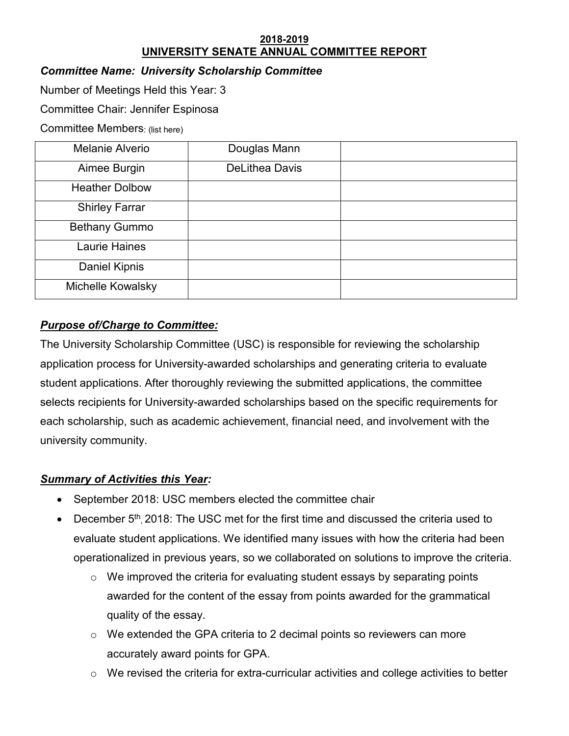**2018-2019**
**UNIVERSITY SENATE ANNUAL COMMITTEE REPORT**

***Committee Name: University Scholarship Committee***

Number of Meetings Held this Year: 3

Committee Chair: Jennifer Espinosa

Committee Members: (list here)

| | | |
|---|---|---|
| Melanie Alverio | Douglas Mann | |
| Aimee Burgin | DeLithea Davis | |
| Heather Dolbow | | |
| Shirley Farrar | | |
| Bethany Gummo | | |
| Laurie Haines | | |
| Daniel Kipnis | | |
| Michelle Kowalsky | | |

## ***Purpose of/Charge to Committee:***

The University Scholarship Committee (USC) is responsible for reviewing the scholarship application process for University-awarded scholarships and generating criteria to evaluate student applications. After thoroughly reviewing the submitted applications, the committee selects recipients for University-awarded scholarships based on the specific requirements for each scholarship, such as academic achievement, financial need, and involvement with the university community.

## ***Summary of Activities this Year:***

- September 2018: USC members elected the committee chair
- December 5th, 2018: The USC met for the first time and discussed the criteria used to evaluate student applications. We identified many issues with how the criteria had been operationalized in previous years, so we collaborated on solutions to improve the criteria.
  - We improved the criteria for evaluating student essays by separating points awarded for the content of the essay from points awarded for the grammatical quality of the essay.
  - We extended the GPA criteria to 2 decimal points so reviewers can more accurately award points for GPA.
  - We revised the criteria for extra-curricular activities and college activities to better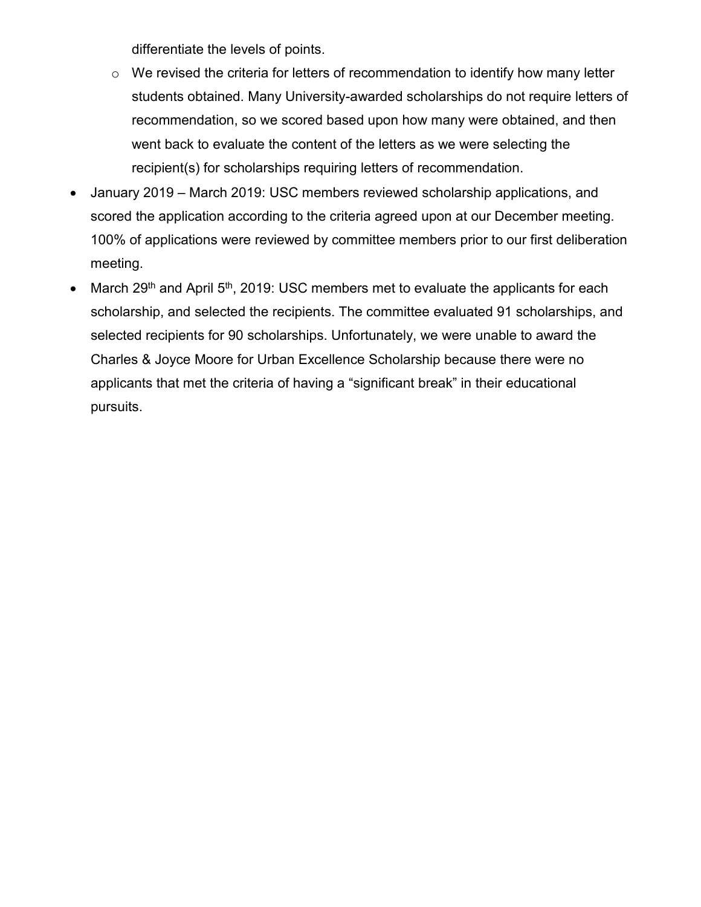differentiate the levels of points.

    - We revised the criteria for letters of recommendation to identify how many letter students obtained. Many University-awarded scholarships do not require letters of recommendation, so we scored based upon how many were obtained, and then went back to evaluate the content of the letters as we were selecting the recipient(s) for scholarships requiring letters of recommendation.

- January 2019 – March 2019: USC members reviewed scholarship applications, and scored the application according to the criteria agreed upon at our December meeting. 100% of applications were reviewed by committee members prior to our first deliberation meeting.
- March 29th and April 5th, 2019: USC members met to evaluate the applicants for each scholarship, and selected the recipients. The committee evaluated 91 scholarships, and selected recipients for 90 scholarships. Unfortunately, we were unable to award the Charles & Joyce Moore for Urban Excellence Scholarship because there were no applicants that met the criteria of having a "significant break" in their educational pursuits.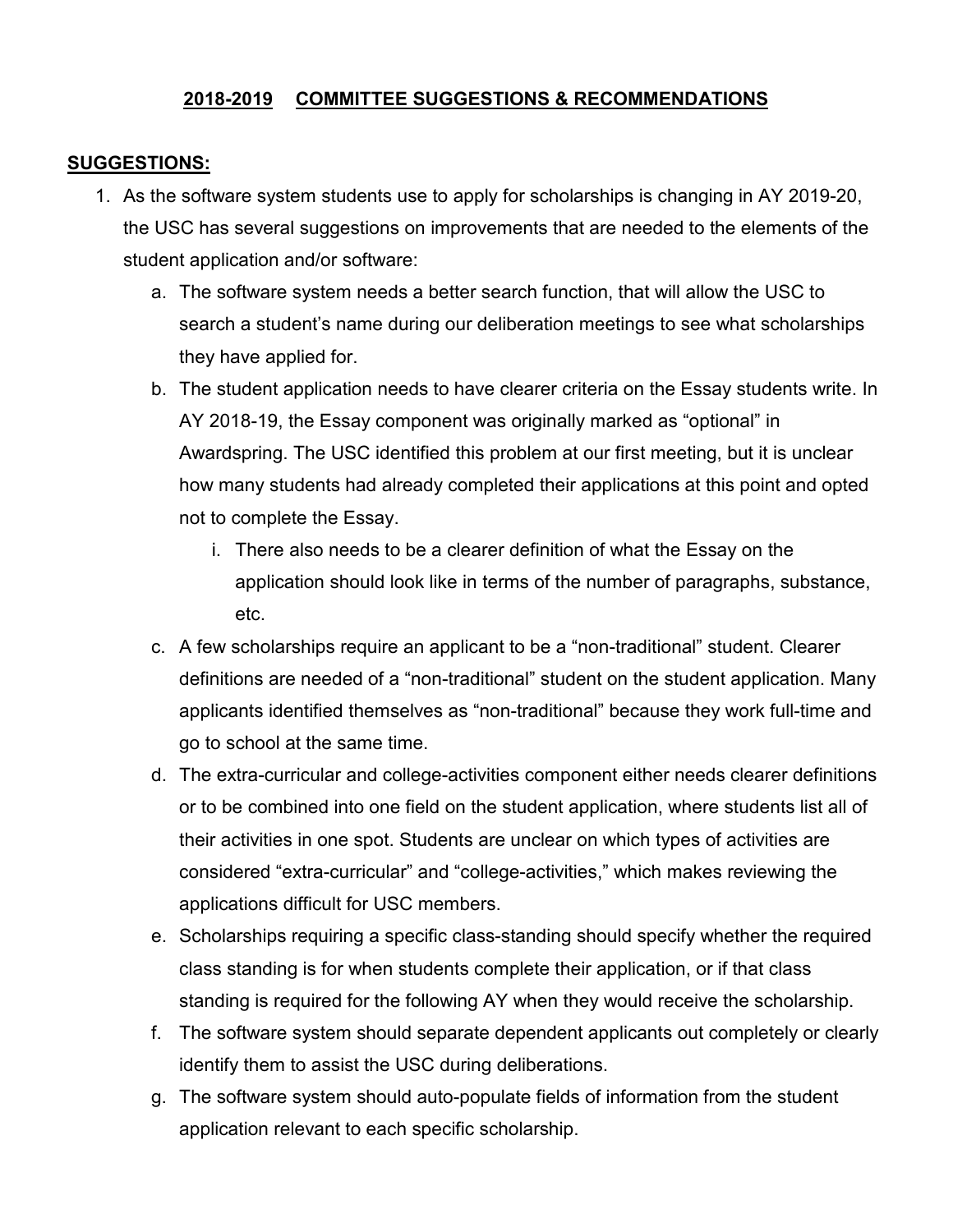# 2018-2019 COMMITTEE SUGGESTIONS & RECOMMENDATIONS

## SUGGESTIONS:

1. As the software system students use to apply for scholarships is changing in AY 2019-20, the USC has several suggestions on improvements that are needed to the elements of the student application and/or software:
   a. The software system needs a better search function, that will allow the USC to search a student's name during our deliberation meetings to see what scholarships they have applied for.
   b. The student application needs to have clearer criteria on the Essay students write. In AY 2018-19, the Essay component was originally marked as "optional" in Awardspring. The USC identified this problem at our first meeting, but it is unclear how many students had already completed their applications at this point and opted not to complete the Essay.
      i. There also needs to be a clearer definition of what the Essay on the application should look like in terms of the number of paragraphs, substance, etc.
   c. A few scholarships require an applicant to be a "non-traditional" student. Clearer definitions are needed of a "non-traditional" student on the student application. Many applicants identified themselves as "non-traditional" because they work full-time and go to school at the same time.
   d. The extra-curricular and college-activities component either needs clearer definitions or to be combined into one field on the student application, where students list all of their activities in one spot. Students are unclear on which types of activities are considered "extra-curricular" and "college-activities," which makes reviewing the applications difficult for USC members.
   e. Scholarships requiring a specific class-standing should specify whether the required class standing is for when students complete their application, or if that class standing is required for the following AY when they would receive the scholarship.
   f. The software system should separate dependent applicants out completely or clearly identify them to assist the USC during deliberations.
   g. The software system should auto-populate fields of information from the student application relevant to each specific scholarship.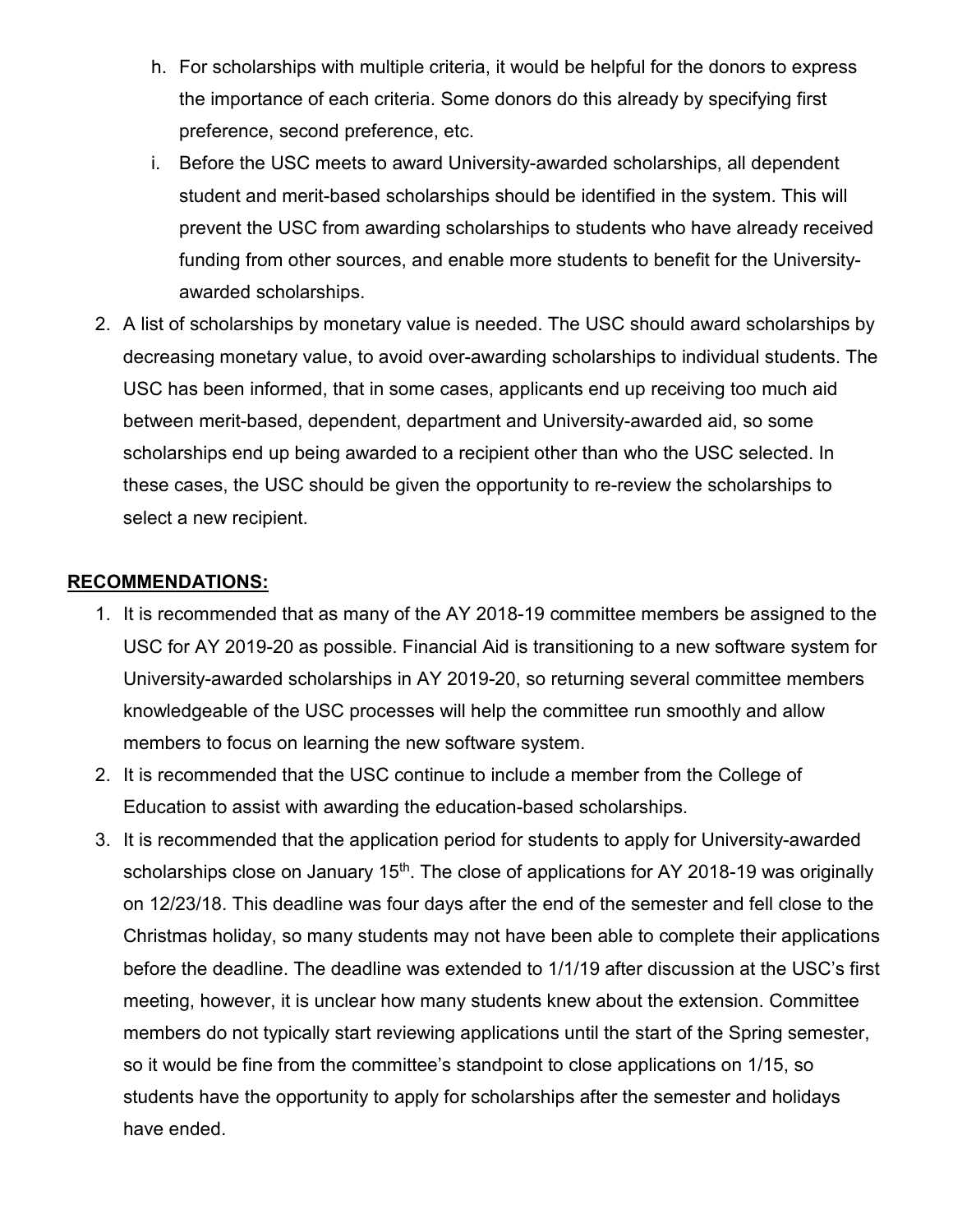h. For scholarships with multiple criteria, it would be helpful for the donors to express the importance of each criteria. Some donors do this already by specifying first preference, second preference, etc.

i. Before the USC meets to award University-awarded scholarships, all dependent student and merit-based scholarships should be identified in the system. This will prevent the USC from awarding scholarships to students who have already received funding from other sources, and enable more students to benefit for the University-awarded scholarships.

2. A list of scholarships by monetary value is needed. The USC should award scholarships by decreasing monetary value, to avoid over-awarding scholarships to individual students. The USC has been informed, that in some cases, applicants end up receiving too much aid between merit-based, dependent, department and University-awarded aid, so some scholarships end up being awarded to a recipient other than who the USC selected. In these cases, the USC should be given the opportunity to re-review the scholarships to select a new recipient.

**RECOMMENDATIONS:**

1. It is recommended that as many of the AY 2018-19 committee members be assigned to the USC for AY 2019-20 as possible. Financial Aid is transitioning to a new software system for University-awarded scholarships in AY 2019-20, so returning several committee members knowledgeable of the USC processes will help the committee run smoothly and allow members to focus on learning the new software system.
2. It is recommended that the USC continue to include a member from the College of Education to assist with awarding the education-based scholarships.
3. It is recommended that the application period for students to apply for University-awarded scholarships close on January 15th. The close of applications for AY 2018-19 was originally on 12/23/18. This deadline was four days after the end of the semester and fell close to the Christmas holiday, so many students may not have been able to complete their applications before the deadline. The deadline was extended to 1/1/19 after discussion at the USC's first meeting, however, it is unclear how many students knew about the extension. Committee members do not typically start reviewing applications until the start of the Spring semester, so it would be fine from the committee's standpoint to close applications on 1/15, so students have the opportunity to apply for scholarships after the semester and holidays have ended.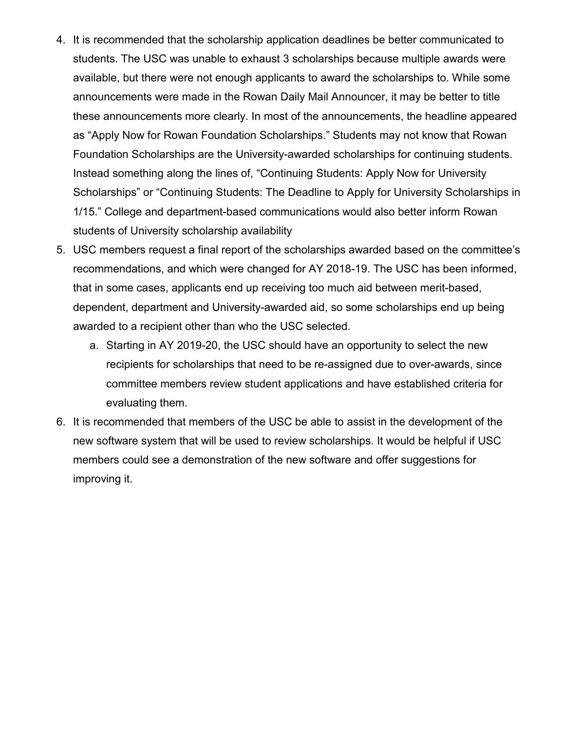4. It is recommended that the scholarship application deadlines be better communicated to students. The USC was unable to exhaust 3 scholarships because multiple awards were available, but there were not enough applicants to award the scholarships to. While some announcements were made in the Rowan Daily Mail Announcer, it may be better to title these announcements more clearly. In most of the announcements, the headline appeared as "Apply Now for Rowan Foundation Scholarships." Students may not know that Rowan Foundation Scholarships are the University-awarded scholarships for continuing students. Instead something along the lines of, "Continuing Students: Apply Now for University Scholarships" or "Continuing Students: The Deadline to Apply for University Scholarships in 1/15." College and department-based communications would also better inform Rowan students of University scholarship availability
5. USC members request a final report of the scholarships awarded based on the committee's recommendations, and which were changed for AY 2018-19. The USC has been informed, that in some cases, applicants end up receiving too much aid between merit-based, dependent, department and University-awarded aid, so some scholarships end up being awarded to a recipient other than who the USC selected.
    a. Starting in AY 2019-20, the USC should have an opportunity to select the new recipients for scholarships that need to be re-assigned due to over-awards, since committee members review student applications and have established criteria for evaluating them.
6. It is recommended that members of the USC be able to assist in the development of the new software system that will be used to review scholarships. It would be helpful if USC members could see a demonstration of the new software and offer suggestions for improving it.